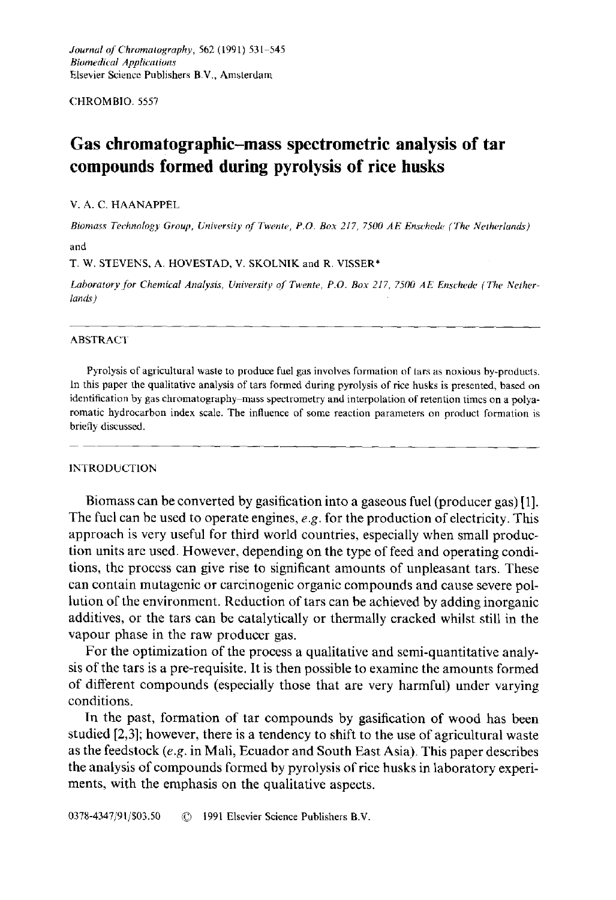CHROMBIO. 5557

# Gas chromatographic–mass spectrometric analysis of tar compounds formed during pyrolysis of rice husks

V. A. C. HAANAPPEL

*Biomass Technology Group, University of Twente, P.O. Box 217, 7500 AE Enschede (The Netherlands)*

and

T. W. STEVENS, A. HOVESTAD, V. SKOLNIK and R. VISSER*

*Laboratory for Chemical Analysis, University of Twente, P.O. Box 217, 7500 AE Enschede (The Netherlands)*

---

## ABSTRACT

Pyrolysis of agricultural waste to produce fuel gas involves formation of tars as noxious by-products. In this paper the qualitative analysis of tars formed during pyrolysis of rice husks is presented, based on identification by gas chromatography–mass spectrometry and interpolation of retention times on a polyaromatic hydrocarbon index scale. The influence of some reaction parameters on product formation is briefly discussed.

---

## INTRODUCTION

Biomass can be converted by gasification into a gaseous fuel (producer gas) [1]. The fuel can be used to operate engines, *e.g.* for the production of electricity. This approach is very useful for third world countries, especially when small production units are used. However, depending on the type of feed and operating conditions, the process can give rise to significant amounts of unpleasant tars. These can contain mutagenic or carcinogenic organic compounds and cause severe pollution of the environment. Reduction of tars can be achieved by adding inorganic additives, or the tars can be catalytically or thermally cracked whilst still in the vapour phase in the raw producer gas.

For the optimization of the process a qualitative and semi-quantitative analysis of the tars is a pre-requisite. It is then possible to examine the amounts formed of different compounds (especially those that are very harmful) under varying conditions.

In the past, formation of tar compounds by gasification of wood has been studied [2,3]; however, there is a tendency to shift to the use of agricultural waste as the feedstock (*e.g.* in Mali, Ecuador and South East Asia). This paper describes the analysis of compounds formed by pyrolysis of rice husks in laboratory experiments, with the emphasis on the qualitative aspects.

0378-4347/91/$03.50 © 1991 Elsevier Science Publishers B.V.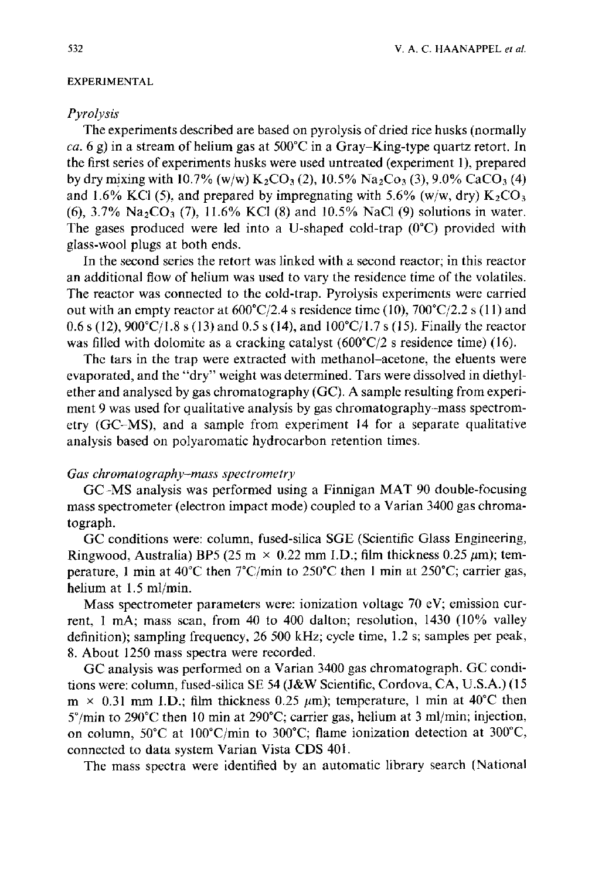## EXPERIMENTAL

### *Pyrolysis*

The experiments described are based on pyrolysis of dried rice husks (normally *ca.* 6 g) in a stream of helium gas at 500°C in a Gray–King-type quartz retort. In the first series of experiments husks were used untreated (experiment 1), prepared by dry mixing with 10.7% (w/w) $K_2CO_3$ (2), 10.5% $Na_2Co_3$ (3), 9.0% $CaCO_3$ (4) and 1.6% KCl (5), and prepared by impregnating with 5.6% (w/w, dry) $K_2CO_3$ (6), 3.7% $Na_2CO_3$ (7), 11.6% KCl (8) and 10.5% NaCl (9) solutions in water. The gases produced were led into a U-shaped cold-trap (0°C) provided with glass-wool plugs at both ends.

In the second series the retort was linked with a second reactor; in this reactor an additional flow of helium was used to vary the residence time of the volatiles. The reactor was connected to the cold-trap. Pyrolysis experiments were carried out with an empty reactor at 600°C/2.4 s residence time (10), 700°C/2.2 s (11) and 0.6 s (12), 900°C/1.8 s (13) and 0.5 s (14), and 100°C/1.7 s (15). Finally the reactor was filled with dolomite as a cracking catalyst (600°C/2 s residence time) (16).

The tars in the trap were extracted with methanol–acetone, the eluents were evaporated, and the "dry" weight was determined. Tars were dissolved in diethylether and analysed by gas chromatography (GC). A sample resulting from experiment 9 was used for qualitative analysis by gas chromatography–mass spectrometry (GC–MS), and a sample from experiment 14 for a separate qualitative analysis based on polyaromatic hydrocarbon retention times.

### *Gas chromatography–mass spectrometry*

GC–MS analysis was performed using a Finnigan MAT 90 double-focusing mass spectrometer (electron impact mode) coupled to a Varian 3400 gas chromatograph.

GC conditions were: column, fused-silica SGE (Scientific Glass Engineering, Ringwood, Australia) BP5 (25 m × 0.22 mm I.D.; film thickness 0.25 μm); temperature, 1 min at 40°C then 7°C/min to 250°C then 1 min at 250°C; carrier gas, helium at 1.5 ml/min.

Mass spectrometer parameters were: ionization voltage 70 eV; emission current, 1 mA; mass scan, from 40 to 400 dalton; resolution, 1430 (10% valley definition); sampling frequency, 26 500 kHz; cycle time, 1.2 s; samples per peak, 8. About 1250 mass spectra were recorded.

GC analysis was performed on a Varian 3400 gas chromatograph. GC conditions were: column, fused-silica SE 54 (J&W Scientific, Cordova, CA, U.S.A.) (15 m × 0.31 mm I.D.; film thickness 0.25 μm); temperature, 1 min at 40°C then 5°/min to 290°C then 10 min at 290°C; carrier gas, helium at 3 ml/min; injection, on column, 50°C at 100°C/min to 300°C; flame ionization detection at 300°C, connected to data system Varian Vista CDS 401.

The mass spectra were identified by an automatic library search (National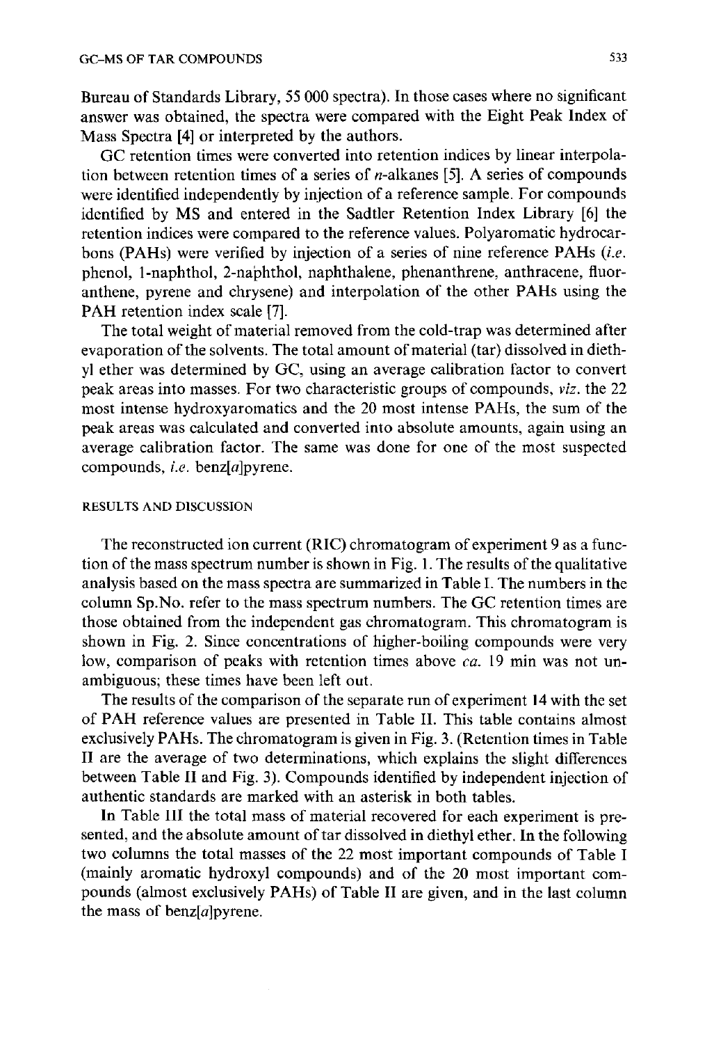Bureau of Standards Library, 55 000 spectra). In those cases where no significant answer was obtained, the spectra were compared with the Eight Peak Index of Mass Spectra [4] or interpreted by the authors.

GC retention times were converted into retention indices by linear interpolation between retention times of a series of *n*-alkanes [5]. A series of compounds were identified independently by injection of a reference sample. For compounds identified by MS and entered in the Sadtler Retention Index Library [6] the retention indices were compared to the reference values. Polyaromatic hydrocarbons (PAHs) were verified by injection of a series of nine reference PAHs (*i.e.* phenol, 1-naphthol, 2-naphthol, naphthalene, phenanthrene, anthracene, fluoranthene, pyrene and chrysene) and interpolation of the other PAHs using the PAH retention index scale [7].

The total weight of material removed from the cold-trap was determined after evaporation of the solvents. The total amount of material (tar) dissolved in diethyl ether was determined by GC, using an average calibration factor to convert peak areas into masses. For two characteristic groups of compounds, *viz.* the 22 most intense hydroxyaromatics and the 20 most intense PAHs, the sum of the peak areas was calculated and converted into absolute amounts, again using an average calibration factor. The same was done for one of the most suspected compounds, *i.e.* benz[*a*]pyrene.

## RESULTS AND DISCUSSION

The reconstructed ion current (RIC) chromatogram of experiment 9 as a function of the mass spectrum number is shown in Fig. 1. The results of the qualitative analysis based on the mass spectra are summarized in Table I. The numbers in the column Sp.No. refer to the mass spectrum numbers. The GC retention times are those obtained from the independent gas chromatogram. This chromatogram is shown in Fig. 2. Since concentrations of higher-boiling compounds were very low, comparison of peaks with retention times above *ca.* 19 min was not unambiguous; these times have been left out.

The results of the comparison of the separate run of experiment 14 with the set of PAH reference values are presented in Table II. This table contains almost exclusively PAHs. The chromatogram is given in Fig. 3. (Retention times in Table II are the average of two determinations, which explains the slight differences between Table II and Fig. 3). Compounds identified by independent injection of authentic standards are marked with an asterisk in both tables.

In Table III the total mass of material recovered for each experiment is presented, and the absolute amount of tar dissolved in diethyl ether. In the following two columns the total masses of the 22 most important compounds of Table I (mainly aromatic hydroxyl compounds) and of the 20 most important compounds (almost exclusively PAHs) of Table II are given, and in the last column the mass of benz[*a*]pyrene.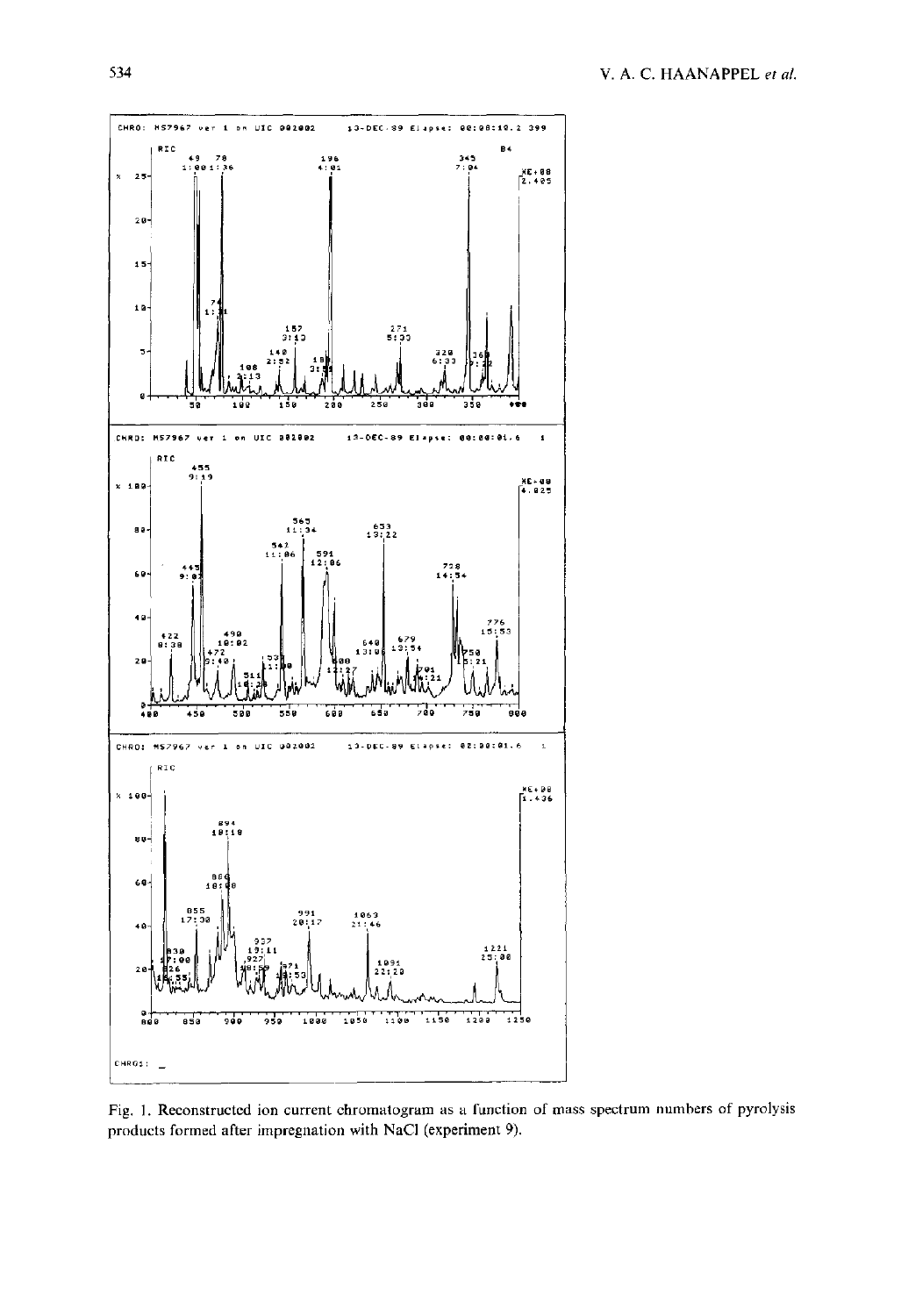Fig. 1. Reconstructed ion current chromatogram as a function of mass spectrum numbers of pyrolysis products formed after impregnation with NaCl (experiment 9).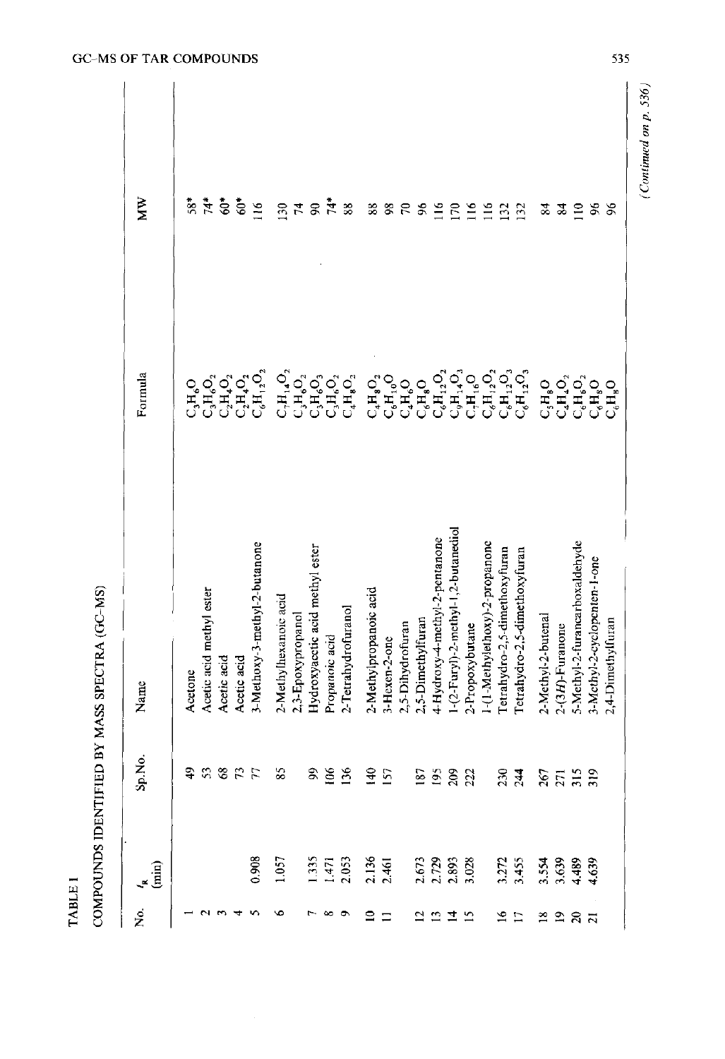TABLE I

COMPOUNDS IDENTIFIED BY MASS SPECTRA (GC–MS)

| No. | $t_R$ (min) | Sp.No. | Name | Formula | MW |
|---|---|---|---|---|---|
| 1 | | 49 | Acetone | $C_3H_6O$ | 58* |
| 2 | | 53 | Acetic acid methyl ester | $C_3H_6O_2$ | 74* |
| 3 | | 68 | Acetic acid | $C_2H_4O_2$ | 60* |
| 4 | | 73 | Acetic acid | $C_2H_4O_2$ | 60* |
| 5 | 0.908 | 77 | 3-Methoxy-3-methyl-2-butanone | $C_6H_{12}O_2$ | 116 |
| 6 | 1.057 | 85 | 2-Methylhexanoic acid | $C_7H_{14}O_2$ | 130 |
| | | | 2,3-Epoxypropanol | $C_3H_6O_2$ | 74 |
| 7 | 1.335 | 99 | Hydroxyacetic acid methyl ester | $C_3H_6O_3$ | 90 |
| 8 | 1.471 | 106 | Propanoic acid | $C_3H_6O_2$ | 74* |
| 9 | 2.053 | 136 | 2-Tetrahydrofuranol | $C_4H_8O_2$ | 88 |
| 10 | 2.136 | 140 | 2-Methylpropanoic acid | $C_4H_8O_2$ | 88 |
| 11 | 2.461 | 157 | 3-Hexen-2-one | $C_6H_{10}O$ | 98 |
| | | | 2,5-Dihydrofuran | $C_4H_6O$ | 70 |
| 12 | 2.673 | 187 | 2,5-Dimethylfuran | $C_6H_8O$ | 96 |
| 13 | 2.729 | 195 | 4-Hydroxy-4-methyl-2-pentanone | $C_6H_{12}O_2$ | 116 |
| 14 | 2.893 | 209 | 1-(2-Furyl)-2-methyl-1,2-butanediol | $C_9H_{14}O_3$ | 170 |
| 15 | 3.028 | 222 | 2-Propoxybutane | $C_7H_{16}O$ | 116 |
| | | | 1-(1-Methylethoxy)-2-propanone | $C_6H_{12}O_2$ | 116 |
| 16 | 3.272 | 230 | Tetrahydro-2,5-dimethoxyfuran | $C_6H_{12}O_3$ | 132 |
| 17 | 3.455 | 244 | Tetrahydro-2,5-dimethoxyfuran | $C_6H_{12}O_3$ | 132 |
| 18 | 3.554 | 267 | 2-Methyl-2-butenal | $C_5H_8O$ | 84 |
| 19 | 3.639 | 271 | 2-(3*H*)-Furanone | $C_4H_4O_2$ | 84 |
| 20 | 4.489 | 315 | 5-Methyl-2-furancarboxaldehyde | $C_6H_6O_2$ | 110 |
| 21 | 4.639 | 319 | 3-Methyl-2-cyclopenten-1-one | $C_6H_8O$ | 96 |
| | | | 2,4-Dimethylfuran | $C_6H_8O$ | 96 |

*(Continued on p. 536)*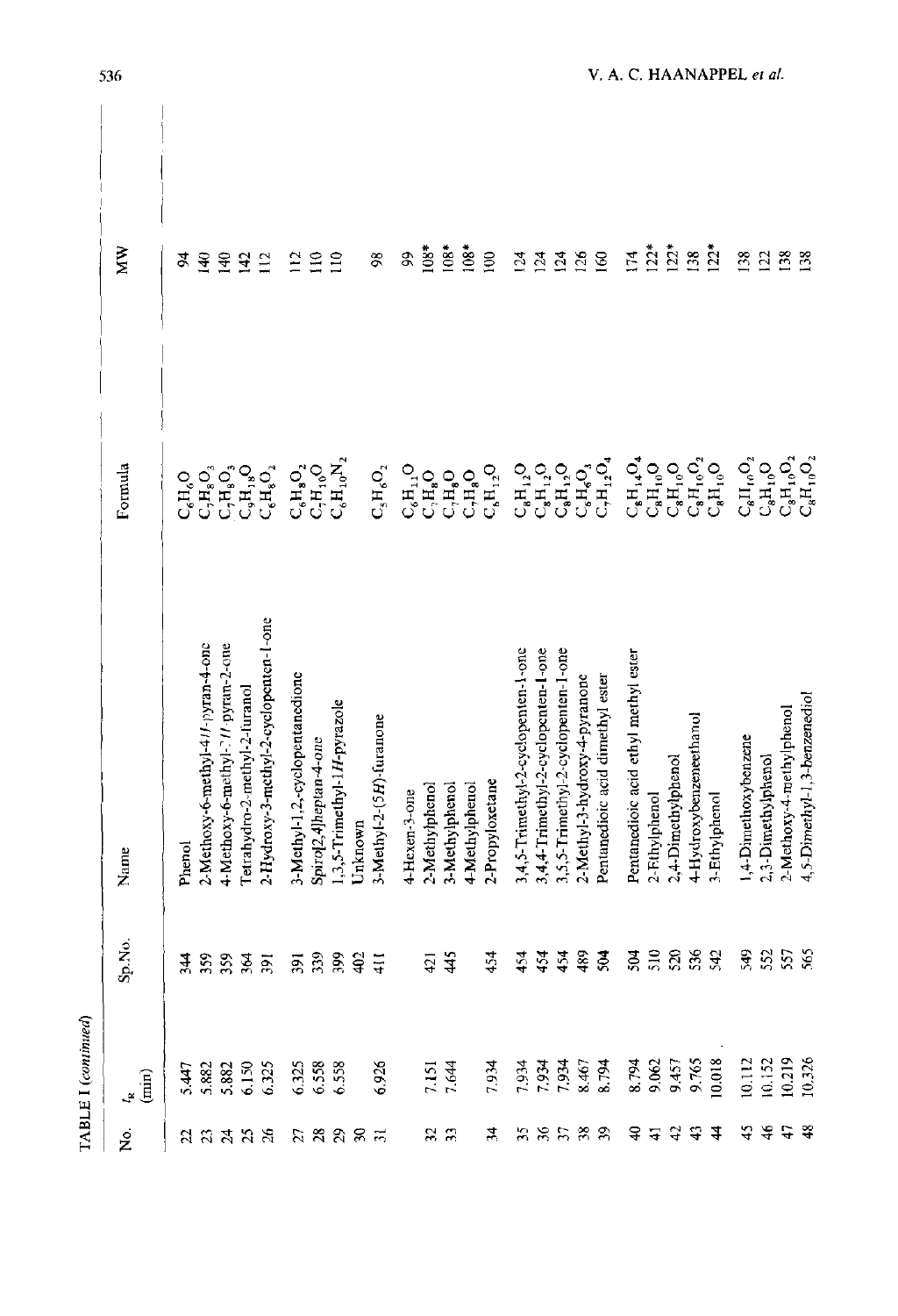TABLE I (*continued*)

| No. | $t_R$ (min) | Sp.No. | Name | Formula | MW |
|---|---|---|---|---|---|
| 22 | 5.447 | 344 | Phenol | $C_6H_6O$ | 94 |
| 23 | 5.882 | 359 | 2-Methoxy-6-methyl-4*H*-pyran-4-one | $C_7H_8O_3$ | 140 |
| 24 | 5.882 | 359 | 4-Methoxy-6-methyl-2*H*-pyran-2-one | $C_7H_8O_3$ | 140 |
| 25 | 6.150 | 364 | Tetrahydro-2-methyl-2-furanol | $C_9H_{18}O$ | 142 |
| 26 | 6.325 | 391 | 2-Hydroxy-3-methyl-2-cyclopenten-1-one | $C_6H_8O_2$ | 112 |
| 27 | 6.325 | 391 | 3-Methyl-1,2,-cyclopentanedione | $C_6H_8O_2$ | 112 |
| 28 | 6.558 | 339 | Spiro[2,4]heptan-4-one | $C_7H_{10}O$ | 110 |
| 29 | 6.558 | 399 | 1,3,5-Trimethyl-1*H*-pyrazole | $C_6H_{10}N_2$ | 110 |
| 30 | | 402 | Unknown | | |
| 31 | 6.926 | 411 | 3-Methyl-2-(5*H*)-furanone | $C_5H_6O_2$ | 98 |
| | | | 4-Hexen-3-one | $C_6H_{11}O$ | 99 |
| 32 | 7.151 | 421 | 2-Methylphenol | $C_7H_8O$ | 108* |
| 33 | 7.644 | 445 | 3-Methylphenol | $C_7H_8O$ | 108* |
| | | | 4-Methylphenol | $C_7H_8O$ | 108* |
| 34 | 7.934 | 454 | 2-Propyloxetane | $C_6H_{12}O$ | 100 |
| 35 | 7.934 | 454 | 3,4,5-Trimethyl-2-cyclopenten-1-one | $C_8H_{12}O$ | 124 |
| 36 | 7.934 | 454 | 3,4,4-Trimethyl-2-cyclopenten-1-one | $C_8H_{12}O$ | 124 |
| 37 | 7.934 | 454 | 3,5,5-Trimethyl-2-cyclopenten-1-one | $C_8H_{12}O$ | 124 |
| 38 | 8.467 | 489 | 2-Methyl-3-hydroxy-4-pyranone | $C_6H_6O_3$ | 126 |
| 39 | 8.794 | 504 | Pentanedioic acid dimethyl ester | $C_7H_{12}O_4$ | 160 |
| 40 | 8.794 | 504 | Pentanedioic acid ethyl methyl ester | $C_8H_{14}O_4$ | 174 |
| 41 | 9.062 | 510 | 2-Ethylphenol | $C_8H_{10}O$ | 122* |
| 42 | 9.457 | 520 | 2,4-Dimethylphenol | $C_8H_{10}O$ | 122* |
| 43 | 9.765 | 536 | 4-Hydroxybenzeneethanol | $C_8H_{10}O_2$ | 138 |
| 44 | 10.018 | 542 | 3-Ethylphenol | $C_8H_{10}O$ | 122* |
| 45 | 10.112 | 549 | 1,4-Dimethoxybenzene | $C_8H_{10}O_2$ | 138 |
| 46 | 10.152 | 552 | 2,3-Dimethylphenol | $C_8H_{10}O$ | 122 |
| 47 | 10.219 | 557 | 2-Methoxy-4-methylphenol | $C_8H_{10}O_2$ | 138 |
| 48 | 10.326 | 565 | 4,5-Dimethyl-1,3-benzenediol | $C_8H_{10}O_2$ | 138 |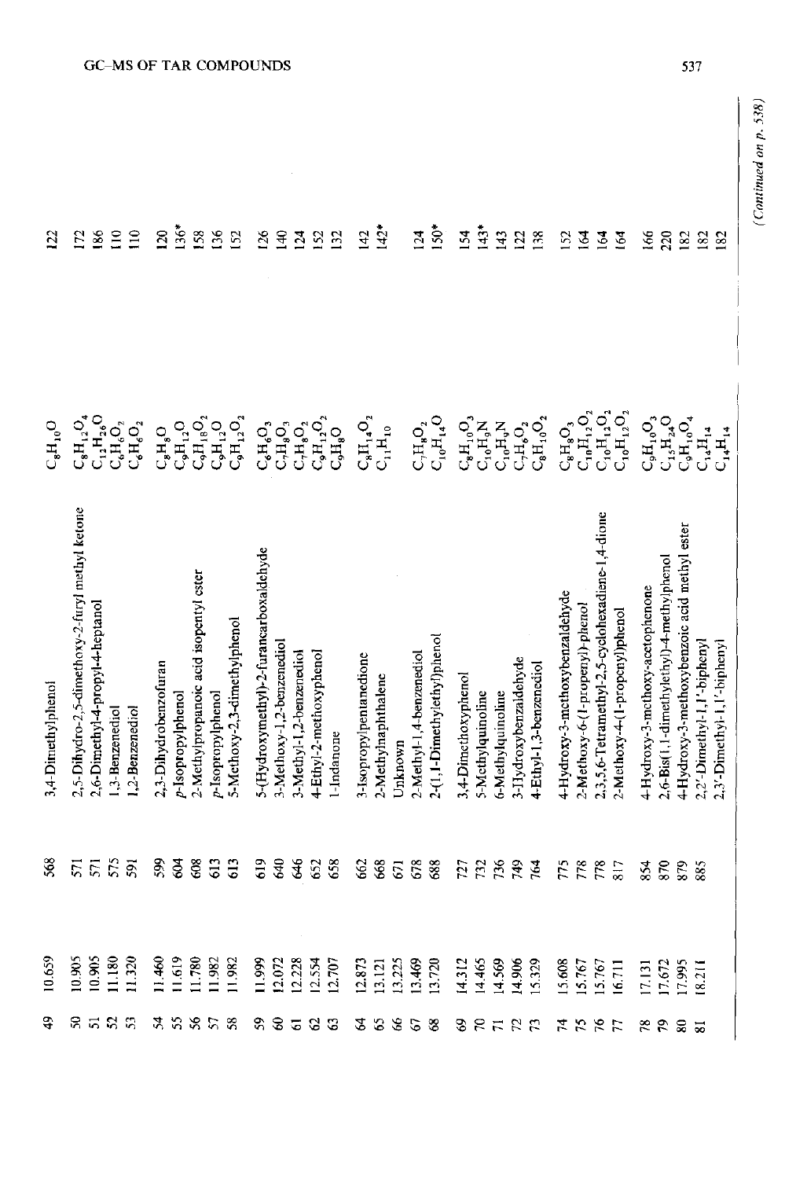| 49 | 10.659 | 568 | 3,4-Dimethylphenol | $C_8H_{10}O$ | 122 |
|---|---|---|---|---|---|
| 50 | 10.905 | 571 | 2,5-Dihydro-2,5-dimethoxy-2-furyl methyl ketone | $C_8H_{12}O_4$ | 172 |
| 51 | 10.905 | 571 | 2,6-Dimethyl-4-propyl-4-heptanol | $C_{12}H_{26}O$ | 186 |
| 52 | 11.180 | 575 | 1,3-Benzenediol | $C_6H_6O_2$ | 110 |
| 53 | 11.320 | 591 | 1,2-Benzenediol | $C_6H_6O_2$ | 110 |
| 54 | 11.460 | 599 | 2,3-Dihydrobenzofuran | $C_8H_8O$ | 120 |
| 55 | 11.619 | 604 | *p*-Isopropylphenol | $C_9H_{12}O$ | 136* |
| 56 | 11.780 | 608 | 2-Methylpropanoic acid isopentyl ester | $C_9H_{18}O_2$ | 158 |
| 57 | 11.982 | 613 | *p*-Isopropylphenol | $C_9H_{12}O$ | 136 |
| 58 | 11.982 | 613 | 5-Methoxy-2,3-dimethylphenol | $C_9H_{12}O_2$ | 152 |
| 59 | 11.999 | 619 | 5-(Hydroxymethyl)-2-furancarboxaldehyde | $C_6H_6O_3$ | 126 |
| 60 | 12.072 | 640 | 3-Methoxy-1,2-benzenediol | $C_7H_8O_3$ | 140 |
| 61 | 12.228 | 646 | 3-Methyl-1,2-benzenediol | $C_7H_8O_2$ | 124 |
| 62 | 12.554 | 652 | 4-Ethyl-2-methoxyphenol | $C_9H_{12}O_2$ | 152 |
| 63 | 12.707 | 658 | 1-Indanone | $C_9H_8O$ | 132 |
| 64 | 12.873 | 662 | 3-Isopropylpentanedione | $C_8H_{14}O_2$ | 142 |
| 65 | 13.121 | 668 | 2-Methylnaphthalene | $C_{11}H_{10}$ | 142* |
| 66 | 13.225 | 671 | Unknown | | |
| 67 | 13.469 | 678 | 2-Methyl-1,4-benzenediol | $C_7H_8O_2$ | 124 |
| 68 | 13.720 | 688 | 2-(1,1-Dimethylethyl)phenol | $C_{10}H_{14}O$ | 150* |
| 69 | 14.312 | 727 | 3,4-Dimethoxyphenol | $C_8H_{10}O_3$ | 154 |
| 70 | 14.465 | 732 | 5-Methylquinoline | $C_{10}H_9N$ | 143* |
| 71 | 14.569 | 736 | 6-Methylquinoline | $C_{10}H_9N$ | 143 |
| 72 | 14.906 | 749 | 3-Hydroxybenzaldehyde | $C_7H_6O_2$ | 122 |
| 73 | 15.329 | 764 | 4-Ethyl-1,3-benzenediol | $C_8H_{10}O_2$ | 138 |
| 74 | 15.608 | 775 | 4-Hydroxy-3-methoxybenzaldehyde | $C_8H_8O_3$ | 152 |
| 75 | 15.767 | 778 | 2-Methoxy-6-(1-propenyl)-phenol | $C_{10}H_{12}O_2$ | 164 |
| 76 | 15.767 | 778 | 2,3,5,6-Tetramethyl-2,5-cyclohexadiene-1,4-dione | $C_{10}H_{12}O_2$ | 164 |
| 77 | 16.711 | 817 | 2-Methoxy-4-(1-propenyl)phenol | $C_{10}H_{12}O_2$ | 164 |
| 78 | 17.131 | 854 | 4-Hydroxy-3-methoxy-acetophenone | $C_9H_{10}O_3$ | 166 |
| 79 | 17.672 | 870 | 2,6-Bis(1,1-dimethylethyl)-4-methylphenol | $C_{15}H_{24}O$ | 220 |
| 80 | 17.995 | 879 | 4-Hydroxy-3-methoxybenzoic acid methyl ester | $C_9H_{10}O_4$ | 182 |
| 81 | 18.211 | 885 | 2,2'-Dimethyl-1,1'-biphenyl | $C_{14}H_{14}$ | 182 |
| | | | 2,3'-Dimethyl-1,1'-biphenyl | $C_{14}H_{14}$ | 182 |

*(Continued on p. 538)*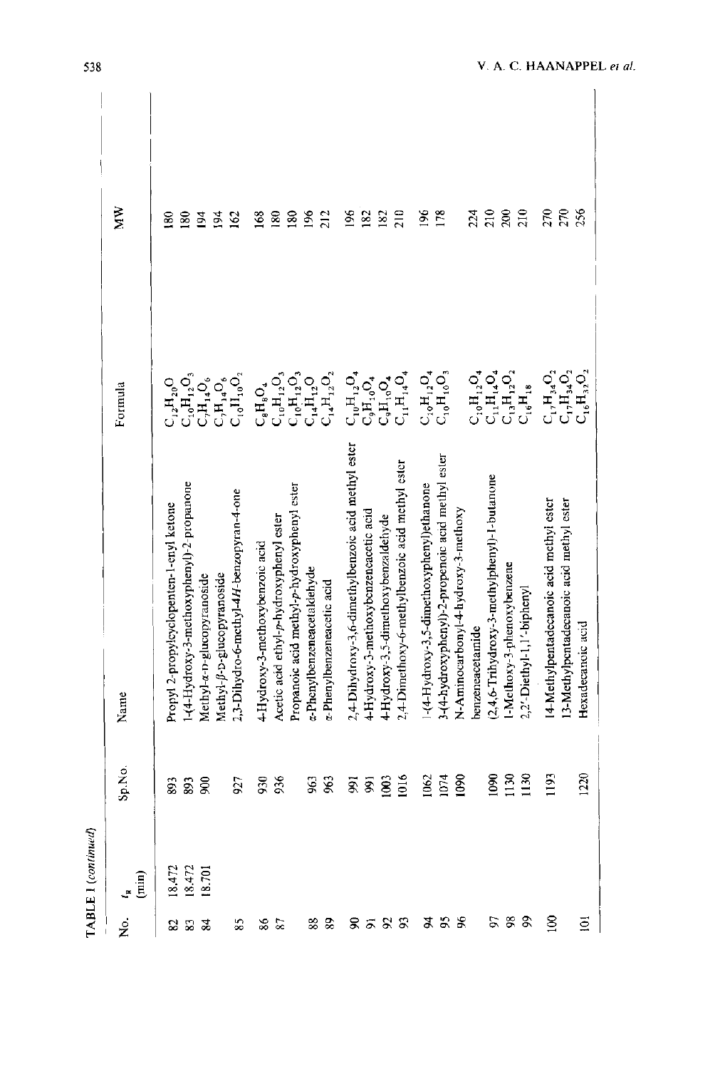TABLE 1 (continued)

| No. | $t_R$ (min) | Sp.No. | Name | Formula | MW |
|---|---|---|---|---|---|
| 82 | 18.472 | 893 | Propyl 2-propylcyclopenten-1-enyl ketone | $C_{12}H_{20}O$ | 180 |
| 83 | 18.472 | 893 | 1-(4-Hydroxy-3-methoxyphenyl)-2-propanone | $C_{10}H_{12}O_3$ | 180 |
| 84 | 18.701 | 900 | Methyl-α-D-glucopyranoside | $C_7H_{14}O_6$ | 194 |
| | | | Methyl-β-D-glucopyranoside | $C_7H_{14}O_6$ | 194 |
| 85 | | 927 | 2,3-Dihydro-6-methyl-4*H*-benzopyran-4-one | $C_{10}H_{10}O_2$ | 162 |
| 86 | | 930 | 4-Hydroxy-3-methoxybenzoic acid | $C_8H_8O_4$ | 168 |
| 87 | | 936 | Acetic acid ethyl-*p*-hydroxyphenyl ester | $C_{10}H_{12}O_3$ | 180 |
| | | | Propanoic acid methyl-*p*-hydroxyphenyl ester | $C_{10}H_{12}O_3$ | 180 |
| 88 | | 963 | α-Phenylbenzeneacetaldehyde | $C_{14}H_{12}O$ | 196 |
| 89 | | 963 | α-Phenylbenzeneacetic acid | $C_{14}H_{12}O_2$ | 212 |
| 90 | | 991 | 2,4-Dihydroxy-3,6-dimethylbenzoic acid methyl ester | $C_{10}H_{12}O_4$ | 196 |
| 91 | | 991 | 4-Hydroxy-3-methoxybenzeneacetic acid | $C_9H_{10}O_4$ | 182 |
| 92 | | 1003 | 4-Hydroxy-3,5-dimethoxybenzaldehyde | $C_9H_{10}O_4$ | 182 |
| 93 | | 1016 | 2,4-Dimethoxy-6-methylbenzoic acid methyl ester | $C_{11}H_{14}O_4$ | 210 |
| 94 | | 1062 | 1-(4-Hydroxy-3,5-dimethoxyphenyl)ethanone | $C_{10}H_{12}O_4$ | 196 |
| 95 | | 1074 | 3-(4-hydroxyphenyl)-2-propenoic acid methyl ester | $C_{10}H_{10}O_3$ | 178 |
| 96 | | 1090 | N-Aminocarbonyl-4-hydroxy-3-methoxy benzeneacetamide | $C_{10}H_{12}O_4$ | 224 |
| 97 | | 1090 | (2,4,6-Trihydroxy-3-methylphenyl)-1-butanone | $C_{11}H_{14}O_4$ | 210 |
| 98 | | 1130 | 1-Methoxy-3-phenoxybenzene | $C_{13}H_{12}O_2$ | 200 |
| 99 | | 1130 | 2,2'-Diethyl-1,1'-biphenyl | $C_{16}H_{18}$ | 210 |
| 100 | | 1193 | 14-Methylpentadecanoic acid methyl ester | $C_{17}H_{34}O_2$ | 270 |
| | | | 13-Methylpentadecanoic acid methyl ester | $C_{17}H_{34}O_2$ | 270 |
| 101 | | 1220 | Hexadecanoic acid | $C_{16}H_{32}O_2$ | 256 |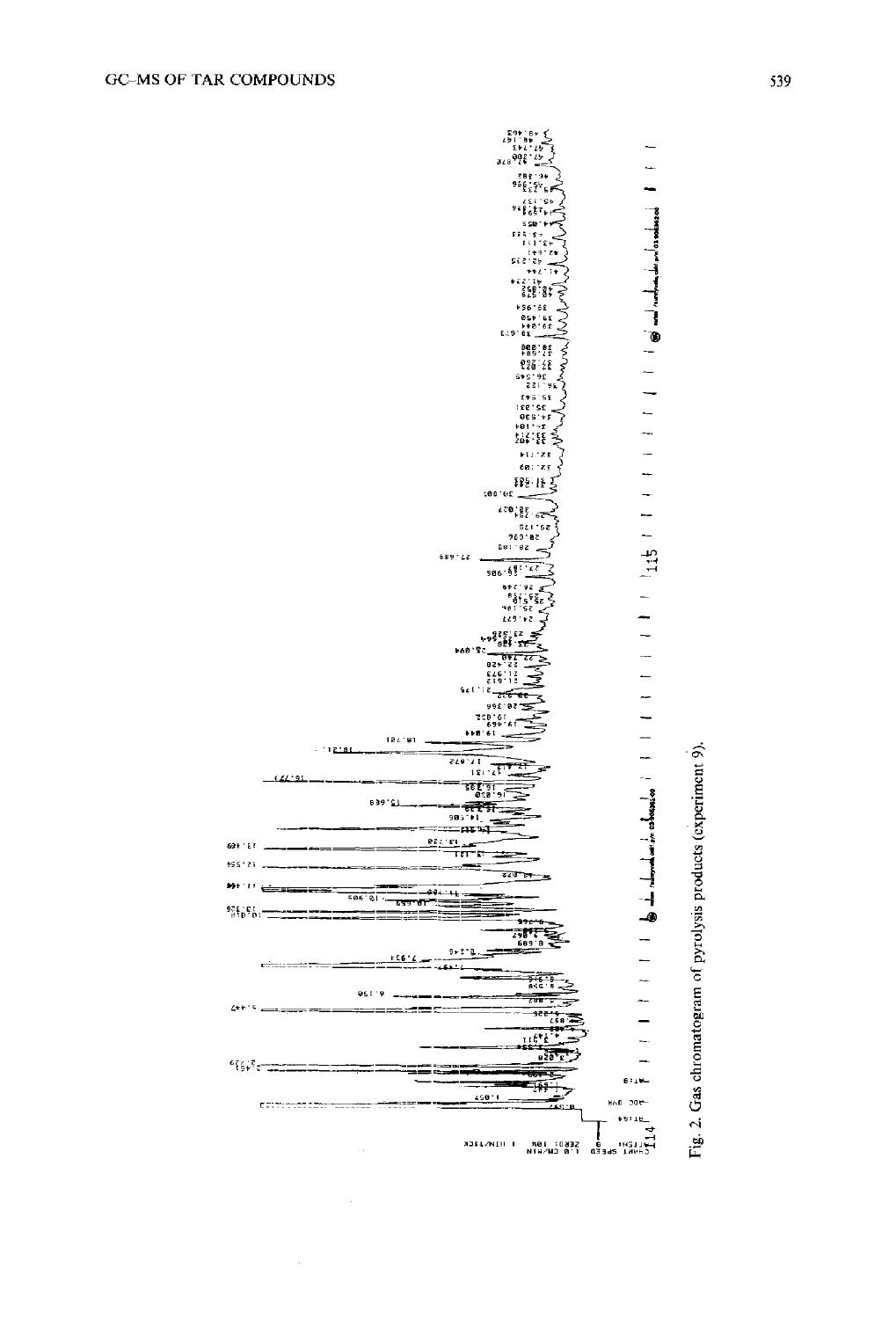Fig. 2. Gas chromatogram of pyrolysis products (experiment 9).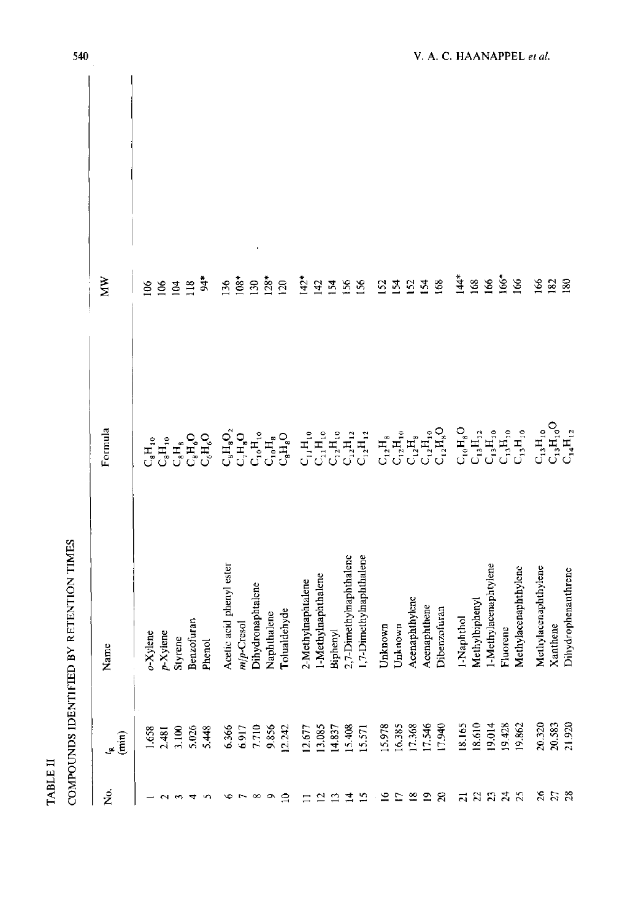TABLE II

COMPOUNDS IDENTIFIED BY RETENTION TIMES

| No. | $t_R$ (min) | Name | Formula | MW |
|---|---|---|---|---|
| 1 | 1.658 | *o*-Xylene | $C_8H_{10}$ | 106 |
| 2 | 2.481 | *p*-Xylene | $C_8H_{10}$ | 106 |
| 3 | 3.100 | Styrene | $C_8H_8$ | 104 |
| 4 | 5.026 | Benzofuran | $C_8H_6O$ | 118 |
| 5 | 5.448 | Phenol | $C_6H_6O$ | 94* |
| 6 | 6.366 | Acetic acid phenyl ester | $C_8H_8O_2$ | 136 |
| 7 | 6.917 | *m*/*p*-Cresol | $C_7H_8O$ | 108* |
| 8 | 7.710 | Dihydronaphtalene | $C_{10}H_{10}$ | 130 |
| 9 | 9.856 | Naphthalene | $C_{10}H_8$ | 128* |
| 10 | 12.242 | Tolualdehyde | $C_8H_8O$ | 120 |
| 11 | 12.677 | 2-Methylnaphtalene | $C_{11}H_{10}$ | 142* |
| 12 | 13.085 | 1-Methylnaphthalene | $C_{11}H_{10}$ | 142 |
| 13 | 14.837 | Biphenyl | $C_{12}H_{10}$ | 154 |
| 14 | 15.408 | 2,7-Dimethylnaphthalene | $C_{12}H_{12}$ | 156 |
| 15 | 15.571 | 1,7-Dimethylnaphthalene | $C_{12}H_{12}$ | 156 |
| 16 | 15.978 | Unknown | $C_{12}H_8$ | 152 |
| 17 | 16.385 | Unknown | $C_{12}H_{10}$ | 154 |
| 18 | 17.368 | Acenaphthylene | $C_{12}H_8$ | 152 |
| 19 | 17.546 | Acenaphthene | $C_{12}H_{10}$ | 154 |
| 20 | 17.940 | Dibenzofuran | $C_{12}H_8O$ | 168 |
| 21 | 18.165 | 1-Naphthol | $C_{10}H_8O$ | 144* |
| 22 | 18.610 | Methylbiphenyl | $C_{13}H_{12}$ | 168 |
| 23 | 19.014 | 1-Methylacenaphtylene | $C_{13}H_{10}$ | 166 |
| 24 | 19.428 | Fluorene | $C_{13}H_{10}$ | 166* |
| 25 | 19.862 | Methylacenaphthylene | $C_{13}H_{10}$ | 166 |
| 26 | 20.320 | Methylacenaphthylene | $C_{13}H_{10}$ | 166 |
| 27 | 20.583 | Xanthene | $C_{13}H_{10}O$ | 182 |
| 28 | 21.920 | Dihydrophenanthrene | $C_{14}H_{12}$ | 180 |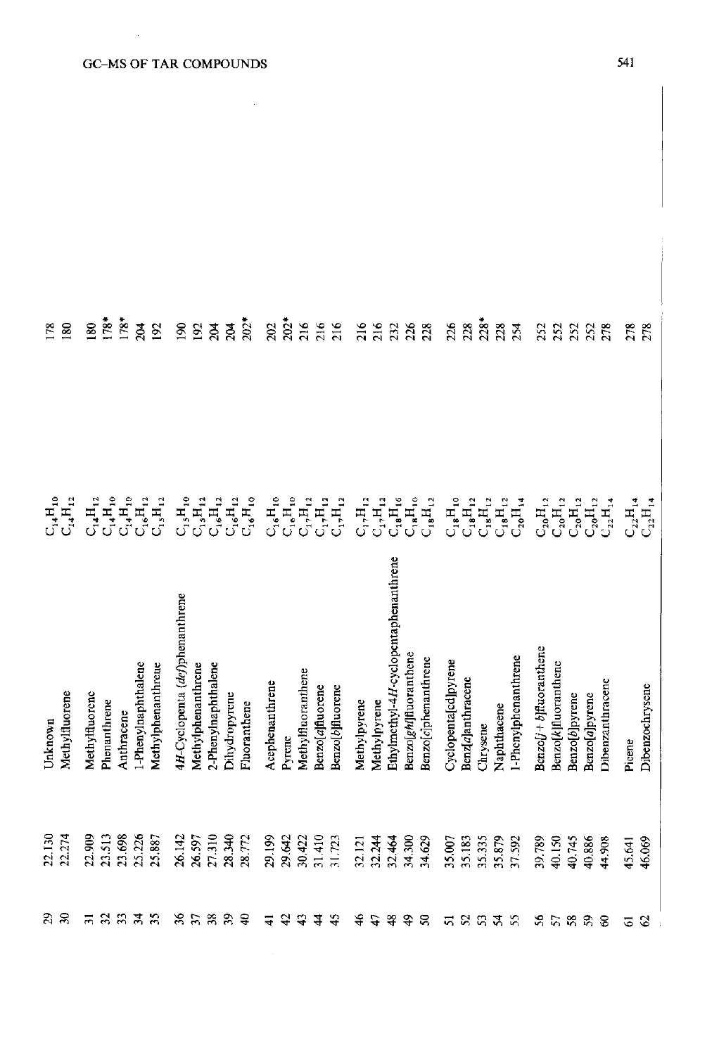| | | | | |
|---|---|---|---|---|
| 29 | 22.130 | Unknown | $C_{14}H_{10}$ | 178 |
| 30 | 22.274 | Methylfluorene | $C_{14}H_{12}$ | 180 |
| 31 | 22.909 | Methylfluorene | $C_{14}H_{12}$ | 180 |
| 32 | 23.513 | Phenanthrene | $C_{14}H_{10}$ | 178* |
| 33 | 23.698 | Anthracene | $C_{14}H_{10}$ | 178* |
| 34 | 25.226 | 1-Phenylnaphthalene | $C_{16}H_{12}$ | 204 |
| 35 | 25.887 | Methylphenanthrene | $C_{15}H_{12}$ | 192 |
| 36 | 26.142 | 4*H*-Cyclopenta (*def*)phenanthrene | $C_{15}H_{10}$ | 190 |
| 37 | 26.597 | Methylphenanthrene | $C_{15}H_{12}$ | 192 |
| 38 | 27.310 | 2-Phenylnaphthalene | $C_{16}H_{12}$ | 204 |
| 39 | 28.340 | Dihydropyrene | $C_{16}H_{12}$ | 204 |
| 40 | 28.772 | Fluoranthene | $C_{16}H_{10}$ | 202* |
| 41 | 29.199 | Acephenanthrene | $C_{16}H_{10}$ | 202 |
| 42 | 29.642 | Pyrene | $C_{16}H_{10}$ | 202* |
| 43 | 30.422 | Methylfluoranthene | $C_{17}H_{12}$ | 216 |
| 44 | 31.410 | Benzo[*a*]fluorene | $C_{17}H_{12}$ | 216 |
| 45 | 31.723 | Benzo[*b*]fluorene | $C_{17}H_{12}$ | 216 |
| 46 | 32.121 | Methylpyrene | $C_{17}H_{12}$ | 216 |
| 47 | 32.244 | Methylpyrene | $C_{17}H_{12}$ | 216 |
| 48 | 32.464 | Ethylmethyl-4*H*-cyclopentaphenanthrene | $C_{18}H_{16}$ | 232 |
| 49 | 34.300 | Benzo[*ghi*]fluoranthene | $C_{18}H_{10}$ | 226 |
| 50 | 34.629 | Benzo[*c*]phenanthrene | $C_{18}H_{12}$ | 228 |
| 51 | 35.007 | Cyclopenta[cd]pyrene | $C_{18}H_{10}$ | 226 |
| 52 | 35.183 | Benz[*a*]anthracene | $C_{18}H_{12}$ | 228 |
| 53 | 35.335 | Chrysene | $C_{18}H_{12}$ | 228* |
| 54 | 35.879 | Naphthacene | $C_{18}H_{12}$ | 228 |
| 55 | 37.592 | 1-Phenylphenanthrene | $C_{20}H_{14}$ | 254 |
| 56 | 39.789 | Benzo[*j* + *b*]fluoranthene | $C_{20}H_{12}$ | 252 |
| 57 | 40.150 | Benzo[*k*]fluoranthene | $C_{20}H_{12}$ | 252 |
| 58 | 40.745 | Benzo[*b*]pyrene | $C_{20}H_{12}$ | 252 |
| 59 | 40.886 | Benzo[*a*]pyrene | $C_{20}H_{12}$ | 252 |
| 60 | 44.908 | Dibenzanthracene | $C_{22}H_{14}$ | 278 |
| 61 | 45.641 | Picene | $C_{22}H_{14}$ | 278 |
| 62 | 46.069 | Dibenzochrysene | $C_{22}H_{14}$ | 278 |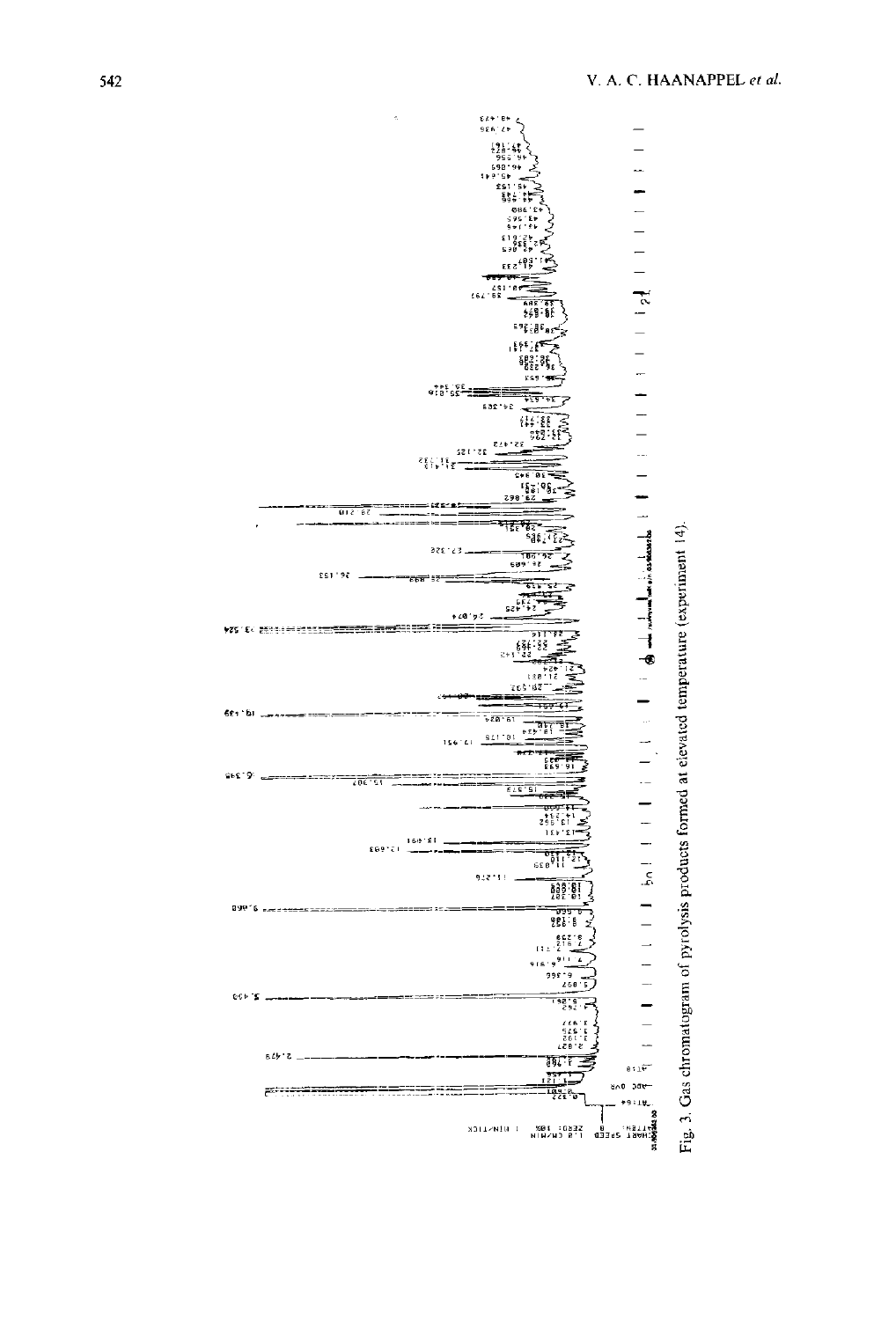Fig. 3. Gas chromatogram of pyrolysis products formed at elevated temperature (experiment 14).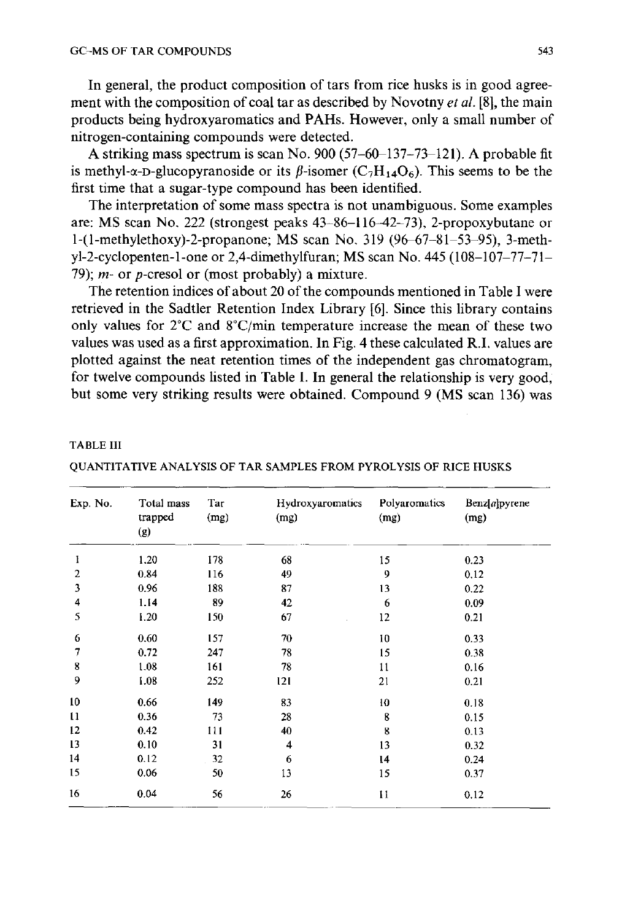In general, the product composition of tars from rice husks is in good agreement with the composition of coal tar as described by Novotny *et al.* [8], the main products being hydroxyaromatics and PAHs. However, only a small number of nitrogen-containing compounds were detected.

A striking mass spectrum is scan No. 900 (57–60–137–73–121). A probable fit is methyl-α-D-glucopyranoside or its β-isomer ($C_7H_{14}O_6$). This seems to be the first time that a sugar-type compound has been identified.

The interpretation of some mass spectra is not unambiguous. Some examples are: MS scan No. 222 (strongest peaks 43–86–116–42–73), 2-propoxybutane or 1-(1-methylethoxy)-2-propanone; MS scan No. 319 (96–67–81–53–95), 3-methyl-2-cyclopenten-1-one or 2,4-dimethylfuran; MS scan No. 445 (108–107–77–71–79); *m*- or *p*-cresol or (most probably) a mixture.

The retention indices of about 20 of the compounds mentioned in Table I were retrieved in the Sadtler Retention Index Library [6]. Since this library contains only values for 2°C and 8°C/min temperature increase the mean of these two values was used as a first approximation. In Fig. 4 these calculated R.I. values are plotted against the neat retention times of the independent gas chromatogram, for twelve compounds listed in Table I. In general the relationship is very good, but some very striking results were obtained. Compound 9 (MS scan 136) was

TABLE III

QUANTITATIVE ANALYSIS OF TAR SAMPLES FROM PYROLYSIS OF RICE HUSKS

| Exp. No. | Total mass trapped (g) | Tar (mg) | Hydroxyaromatics (mg) | Polyaromatics (mg) | Benz[*a*]pyrene (mg) |
|---|---|---|---|---|---|
| 1 | 1.20 | 178 | 68 | 15 | 0.23 |
| 2 | 0.84 | 116 | 49 | 9 | 0.12 |
| 3 | 0.96 | 188 | 87 | 13 | 0.22 |
| 4 | 1.14 | 89 | 42 | 6 | 0.09 |
| 5 | 1.20 | 150 | 67 | 12 | 0.21 |
| 6 | 0.60 | 157 | 70 | 10 | 0.33 |
| 7 | 0.72 | 247 | 78 | 15 | 0.38 |
| 8 | 1.08 | 161 | 78 | 11 | 0.16 |
| 9 | 1.08 | 252 | 121 | 21 | 0.21 |
| 10 | 0.66 | 149 | 83 | 10 | 0.18 |
| 11 | 0.36 | 73 | 28 | 8 | 0.15 |
| 12 | 0.42 | 111 | 40 | 8 | 0.13 |
| 13 | 0.10 | 31 | 4 | 13 | 0.32 |
| 14 | 0.12 | 32 | 6 | 14 | 0.24 |
| 15 | 0.06 | 50 | 13 | 15 | 0.37 |
| 16 | 0.04 | 56 | 26 | 11 | 0.12 |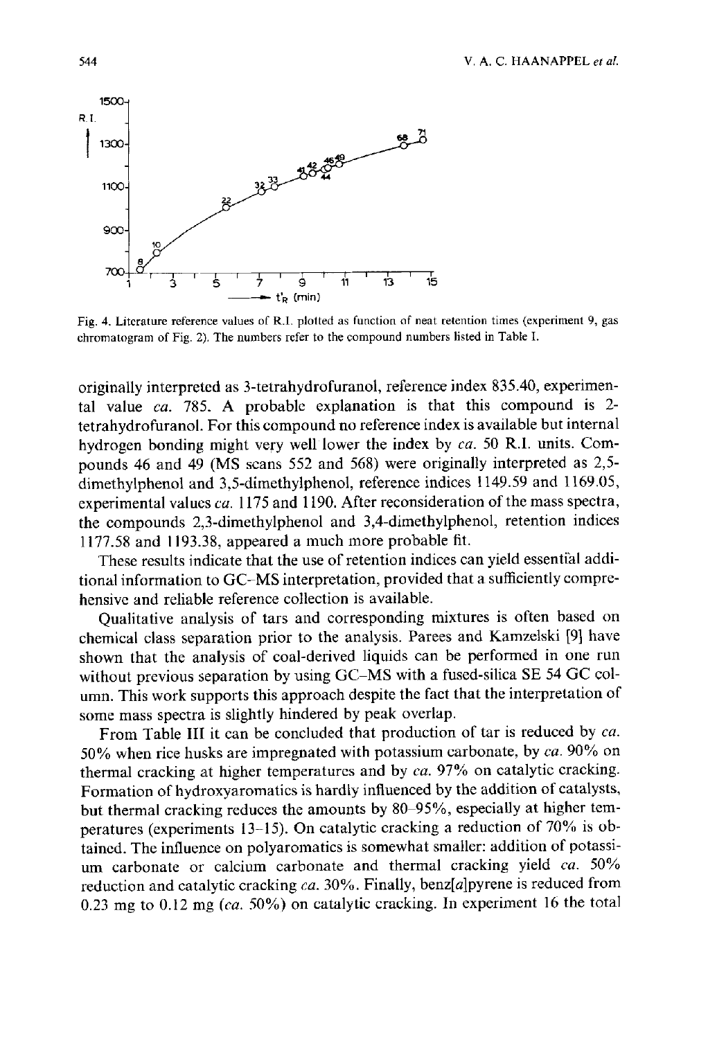Fig. 4. Literature reference values of R.I. plotted as function of neat retention times (experiment 9, gas chromatogram of Fig. 2). The numbers refer to the compound numbers listed in Table I.

originally interpreted as 3-tetrahydrofuranol, reference index 835.40, experimental value *ca.* 785. A probable explanation is that this compound is 2-tetrahydrofuranol. For this compound no reference index is available but internal hydrogen bonding might very well lower the index by *ca.* 50 R.I. units. Compounds 46 and 49 (MS scans 552 and 568) were originally interpreted as 2,5-dimethylphenol and 3,5-dimethylphenol, reference indices 1149.59 and 1169.05, experimental values *ca.* 1175 and 1190. After reconsideration of the mass spectra, the compounds 2,3-dimethylphenol and 3,4-dimethylphenol, retention indices 1177.58 and 1193.38, appeared a much more probable fit.

These results indicate that the use of retention indices can yield essential additional information to GC–MS interpretation, provided that a sufficiently comprehensive and reliable reference collection is available.

Qualitative analysis of tars and corresponding mixtures is often based on chemical class separation prior to the analysis. Parees and Kamzelski [9] have shown that the analysis of coal-derived liquids can be performed in one run without previous separation by using GC–MS with a fused-silica SE 54 GC column. This work supports this approach despite the fact that the interpretation of some mass spectra is slightly hindered by peak overlap.

From Table III it can be concluded that production of tar is reduced by *ca.* 50% when rice husks are impregnated with potassium carbonate, by *ca.* 90% on thermal cracking at higher temperatures and by *ca.* 97% on catalytic cracking. Formation of hydroxyaromatics is hardly influenced by the addition of catalysts, but thermal cracking reduces the amounts by 80–95%, especially at higher temperatures (experiments 13–15). On catalytic cracking a reduction of 70% is obtained. The influence on polyaromatics is somewhat smaller: addition of potassium carbonate or calcium carbonate and thermal cracking yield *ca.* 50% reduction and catalytic cracking *ca.* 30%. Finally, benz[*a*]pyrene is reduced from 0.23 mg to 0.12 mg (*ca.* 50%) on catalytic cracking. In experiment 16 the total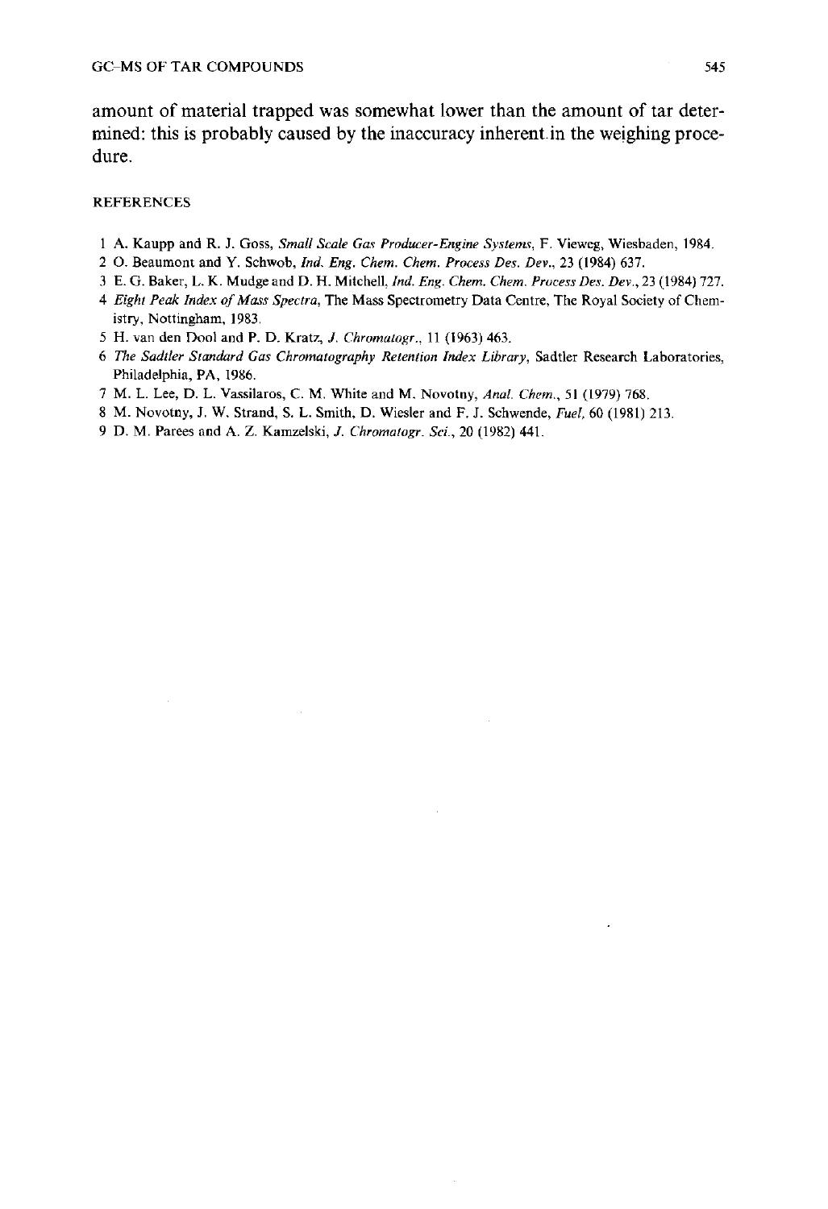amount of material trapped was somewhat lower than the amount of tar determined: this is probably caused by the inaccuracy inherent in the weighing procedure.

## REFERENCES

1. A. Kaupp and R. J. Goss, *Small Scale Gas Producer-Engine Systems*, F. Vieweg, Wiesbaden, 1984.
2. O. Beaumont and Y. Schwob, *Ind. Eng. Chem. Chem. Process Des. Dev.*, 23 (1984) 637.
3. E. G. Baker, L. K. Mudge and D. H. Mitchell, *Ind. Eng. Chem. Chem. Process Des. Dev.*, 23 (1984) 727.
4. *Eight Peak Index of Mass Spectra*, The Mass Spectrometry Data Centre, The Royal Society of Chemistry, Nottingham, 1983.
5. H. van den Dool and P. D. Kratz, *J. Chromatogr.*, 11 (1963) 463.
6. *The Sadtler Standard Gas Chromatography Retention Index Library*, Sadtler Research Laboratories, Philadelphia, PA, 1986.
7. M. L. Lee, D. L. Vassilaros, C. M. White and M. Novotny, *Anal. Chem.*, 51 (1979) 768.
8. M. Novotny, J. W. Strand, S. L. Smith, D. Wiesler and F. J. Schwende, *Fuel*, 60 (1981) 213.
9. D. M. Parees and A. Z. Kamzelski, *J. Chromatogr. Sci.*, 20 (1982) 441.